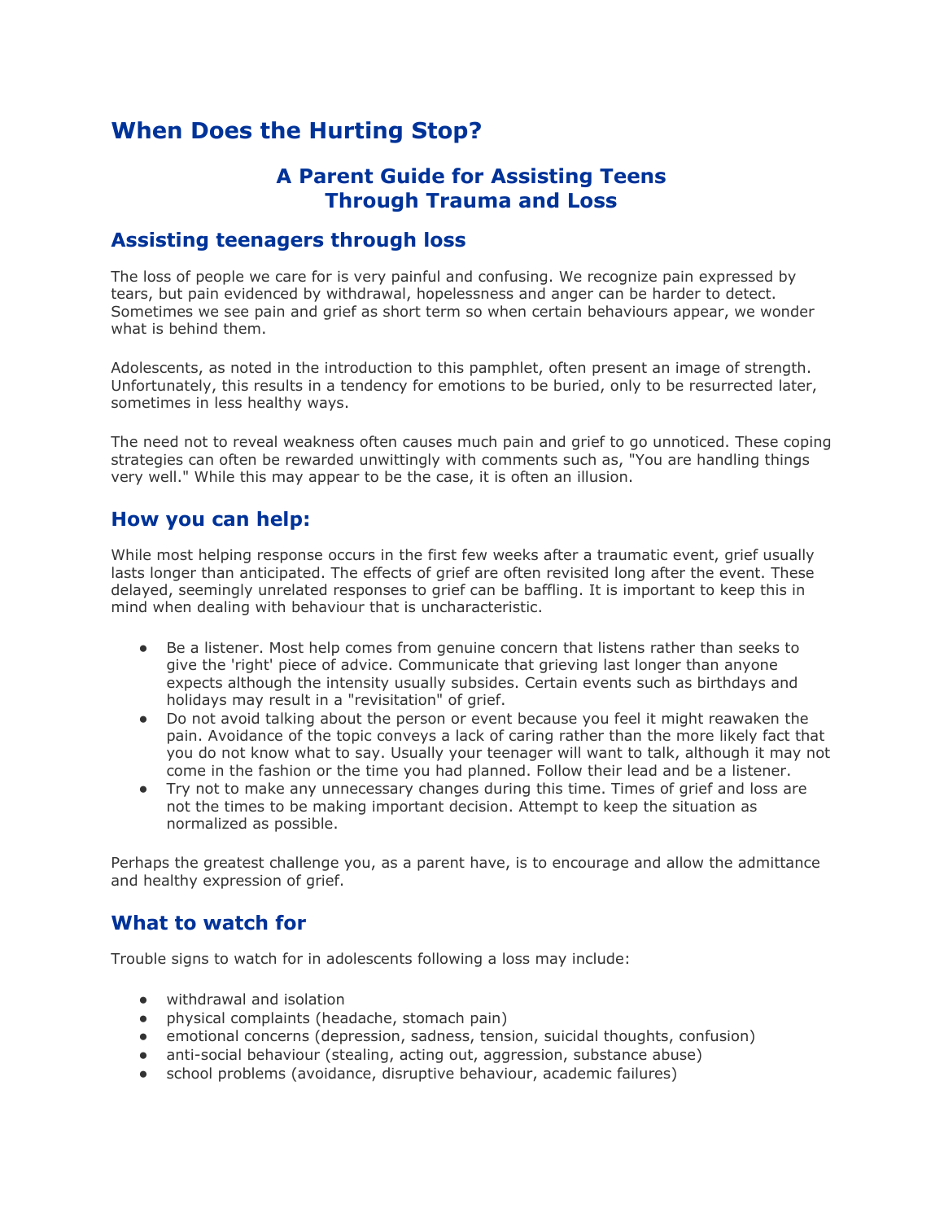# When Does the Hurting Stop?

## A Parent Guide for Assisting Teens Through Trauma and Loss

## Assisting teenagers through loss

The loss of people we care for is very painful and confusing. We recognize pain expressed by tears, but pain evidenced by withdrawal, hopelessness and anger can be harder to detect. Sometimes we see pain and grief as short term so when certain behaviours appear, we wonder what is behind them.

Adolescents, as noted in the introduction to this pamphlet, often present an image of strength. Unfortunately, this results in a tendency for emotions to be buried, only to be resurrected later, sometimes in less healthy ways.

The need not to reveal weakness often causes much pain and grief to go unnoticed. These coping strategies can often be rewarded unwittingly with comments such as, "You are handling things very well." While this may appear to be the case, it is often an illusion.

## How you can help:

While most helping response occurs in the first few weeks after a traumatic event, grief usually lasts longer than anticipated. The effects of grief are often revisited long after the event. These delayed, seemingly unrelated responses to grief can be baffling. It is important to keep this in mind when dealing with behaviour that is uncharacteristic.

- Be a listener. Most help comes from genuine concern that listens rather than seeks to give the 'right' piece of advice. Communicate that grieving last longer than anyone expects although the intensity usually subsides. Certain events such as birthdays and holidays may result in a "revisitation" of grief.
- Do not avoid talking about the person or event because you feel it might reawaken the pain. Avoidance of the topic conveys a lack of caring rather than the more likely fact that you do not know what to say. Usually your teenager will want to talk, although it may not come in the fashion or the time you had planned. Follow their lead and be a listener.
- Try not to make any unnecessary changes during this time. Times of grief and loss are not the times to be making important decision. Attempt to keep the situation as normalized as possible.

Perhaps the greatest challenge you, as a parent have, is to encourage and allow the admittance and healthy expression of grief.

## What to watch for

Trouble signs to watch for in adolescents following a loss may include:

- withdrawal and isolation
- physical complaints (headache, stomach pain)
- emotional concerns (depression, sadness, tension, suicidal thoughts, confusion)
- anti-social behaviour (stealing, acting out, aggression, substance abuse)
- school problems (avoidance, disruptive behaviour, academic failures)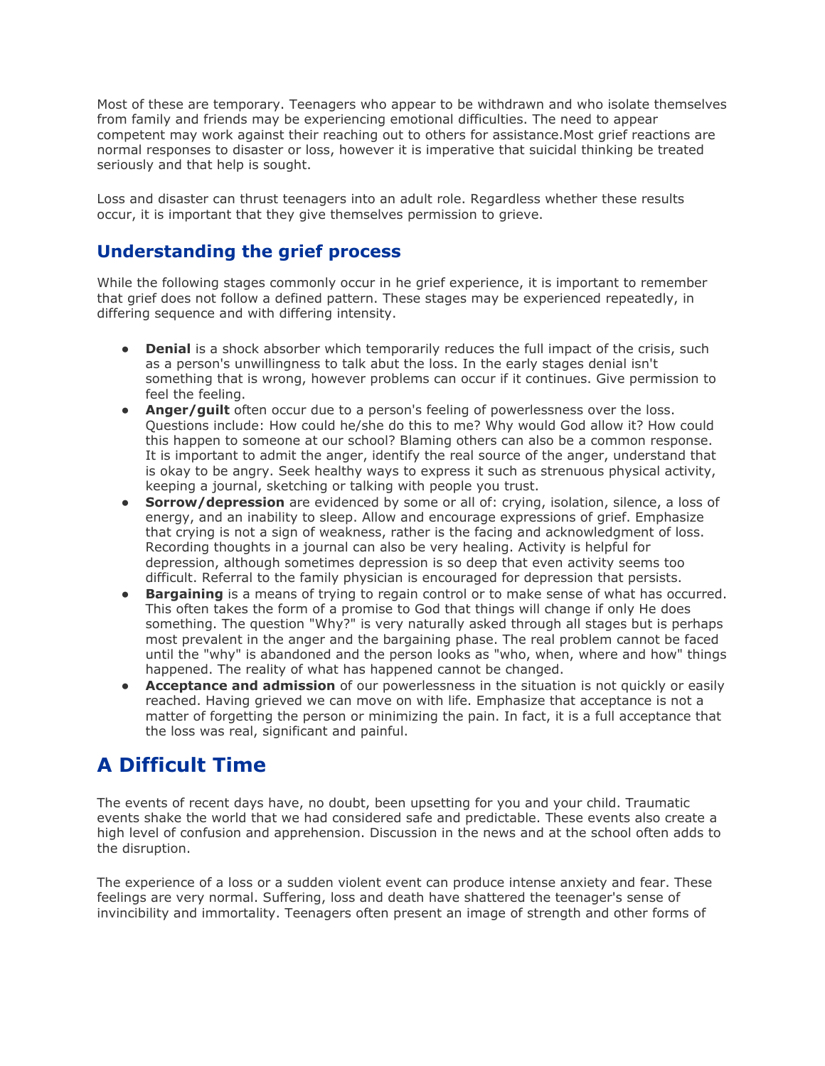Most of these are temporary. Teenagers who appear to be withdrawn and who isolate themselves from family and friends may be experiencing emotional difficulties. The need to appear competent may work against their reaching out to others for assistance.Most grief reactions are normal responses to disaster or loss, however it is imperative that suicidal thinking be treated seriously and that help is sought.

Loss and disaster can thrust teenagers into an adult role. Regardless whether these results occur, it is important that they give themselves permission to grieve.

### Understanding the grief process

While the following stages commonly occur in he grief experience, it is important to remember that grief does not follow a defined pattern. These stages may be experienced repeatedly, in differing sequence and with differing intensity.

- **Denial** is a shock absorber which temporarily reduces the full impact of the crisis, such as a person's unwillingness to talk abut the loss. In the early stages denial isn't something that is wrong, however problems can occur if it continues. Give permission to feel the feeling.
- **Anger/guilt** often occur due to a person's feeling of powerlessness over the loss. Questions include: How could he/she do this to me? Why would God allow it? How could this happen to someone at our school? Blaming others can also be a common response. It is important to admit the anger, identify the real source of the anger, understand that is okay to be angry. Seek healthy ways to express it such as strenuous physical activity, keeping a journal, sketching or talking with people you trust.
- **Sorrow/depression** are evidenced by some or all of: crying, isolation, silence, a loss of energy, and an inability to sleep. Allow and encourage expressions of grief. Emphasize that crying is not a sign of weakness, rather is the facing and acknowledgment of loss. Recording thoughts in a journal can also be very healing. Activity is helpful for depression, although sometimes depression is so deep that even activity seems too difficult. Referral to the family physician is encouraged for depression that persists.
- **Bargaining** is a means of trying to regain control or to make sense of what has occurred. This often takes the form of a promise to God that things will change if only He does something. The question "Why?" is very naturally asked through all stages but is perhaps most prevalent in the anger and the bargaining phase. The real problem cannot be faced until the "why" is abandoned and the person looks as "who, when, where and how" things happened. The reality of what has happened cannot be changed.
- **Acceptance and admission** of our powerlessness in the situation is not quickly or easily reached. Having grieved we can move on with life. Emphasize that acceptance is not a matter of forgetting the person or minimizing the pain. In fact, it is a full acceptance that the loss was real, significant and painful.

## A Difficult Time

The events of recent days have, no doubt, been upsetting for you and your child. Traumatic events shake the world that we had considered safe and predictable. These events also create a high level of confusion and apprehension. Discussion in the news and at the school often adds to the disruption.

The experience of a loss or a sudden violent event can produce intense anxiety and fear. These feelings are very normal. Suffering, loss and death have shattered the teenager's sense of invincibility and immortality. Teenagers often present an image of strength and other forms of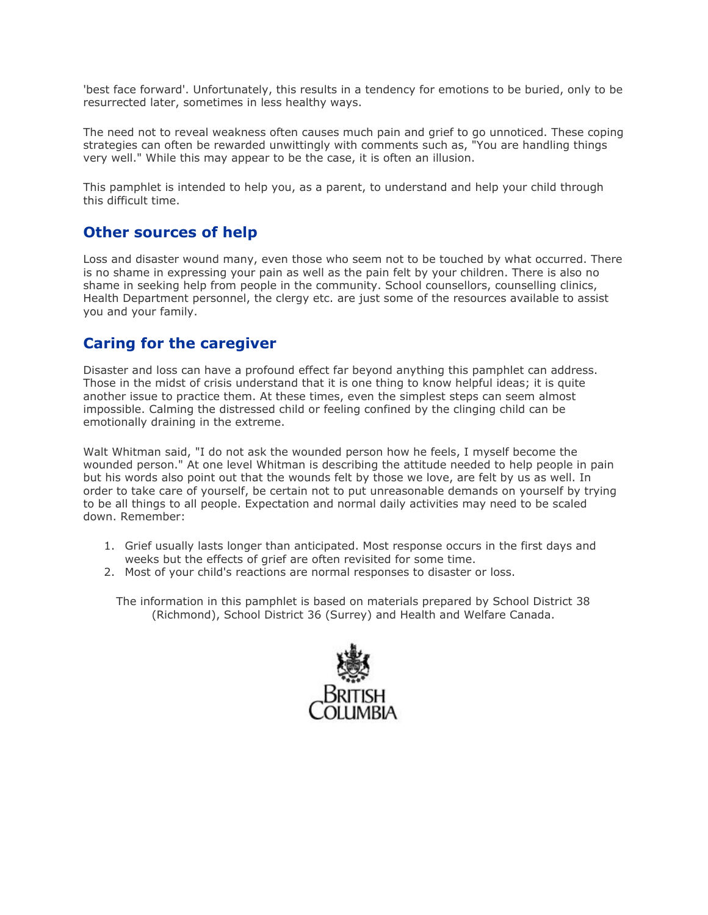'best face forward'. Unfortunately, this results in a tendency for emotions to be buried, only to be resurrected later, sometimes in less healthy ways.

The need not to reveal weakness often causes much pain and grief to go unnoticed. These coping strategies can often be rewarded unwittingly with comments such as, "You are handling things very well." While this may appear to be the case, it is often an illusion.

This pamphlet is intended to help you, as a parent, to understand and help your child through this difficult time.

## Other sources of help

Loss and disaster wound many, even those who seem not to be touched by what occurred. There is no shame in expressing your pain as well as the pain felt by your children. There is also no shame in seeking help from people in the community. School counsellors, counselling clinics, Health Department personnel, the clergy etc. are just some of the resources available to assist you and your family.

## Caring for the caregiver

Disaster and loss can have a profound effect far beyond anything this pamphlet can address. Those in the midst of crisis understand that it is one thing to know helpful ideas; it is quite another issue to practice them. At these times, even the simplest steps can seem almost impossible. Calming the distressed child or feeling confined by the clinging child can be emotionally draining in the extreme.

Walt Whitman said, "I do not ask the wounded person how he feels, I myself become the wounded person." At one level Whitman is describing the attitude needed to help people in pain but his words also point out that the wounds felt by those we love, are felt by us as well. In order to take care of yourself, be certain not to put unreasonable demands on yourself by trying to be all things to all people. Expectation and normal daily activities may need to be scaled down. Remember:

1. Grief usually lasts longer than anticipated. Most response occurs in the first days and weeks but the effects of grief are often revisited for some time.
2. Most of your child's reactions are normal responses to disaster or loss.

The information in this pamphlet is based on materials prepared by School District 38 (Richmond), School District 36 (Surrey) and Health and Welfare Canada.

BRITISH COLUMBIA